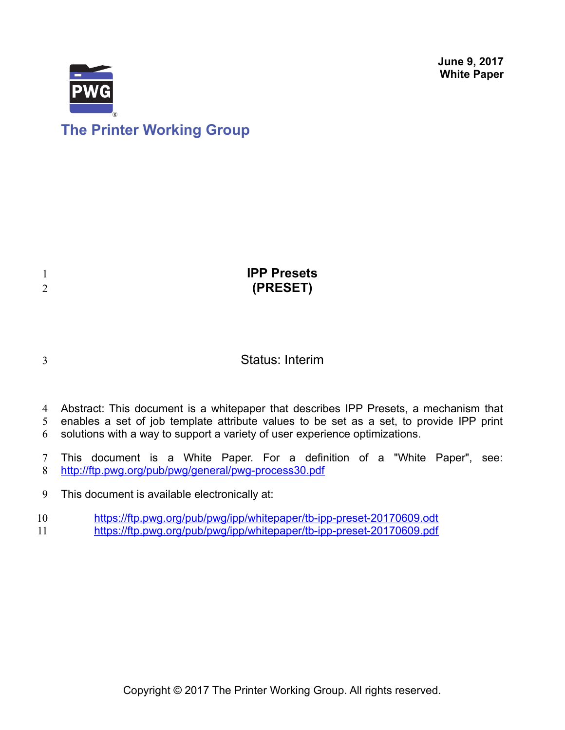June 9, 2017
**White Paper**

The Printer Working Group

# IPP Presets (PRESET)

Status: Interim

Abstract: This document is a whitepaper that describes IPP Presets, a mechanism that enables a set of job template attribute values to be set as a set, to provide IPP print solutions with a way to support a variety of user experience optimizations.

This document is a White Paper. For a definition of a "White Paper", see: http://ftp.pwg.org/pub/pwg/general/pwg-process30.pdf

This document is available electronically at:

https://ftp.pwg.org/pub/pwg/ipp/whitepaper/tb-ipp-preset-20170609.odt
https://ftp.pwg.org/pub/pwg/ipp/whitepaper/tb-ipp-preset-20170609.pdf

Copyright © 2017 The Printer Working Group. All rights reserved.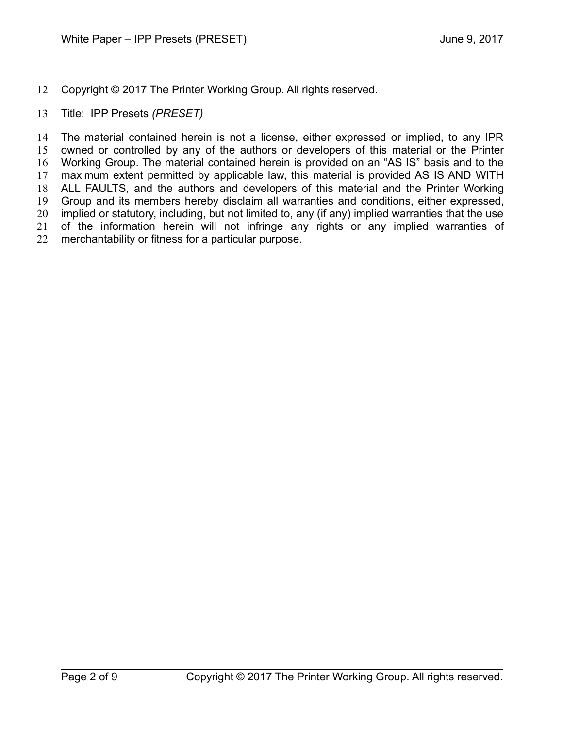Copyright © 2017 The Printer Working Group. All rights reserved.

Title: IPP Presets *(PRESET)*

The material contained herein is not a license, either expressed or implied, to any IPR owned or controlled by any of the authors or developers of this material or the Printer Working Group. The material contained herein is provided on an "AS IS" basis and to the maximum extent permitted by applicable law, this material is provided AS IS AND WITH ALL FAULTS, and the authors and developers of this material and the Printer Working Group and its members hereby disclaim all warranties and conditions, either expressed, implied or statutory, including, but not limited to, any (if any) implied warranties that the use of the information herein will not infringe any rights or any implied warranties of merchantability or fitness for a particular purpose.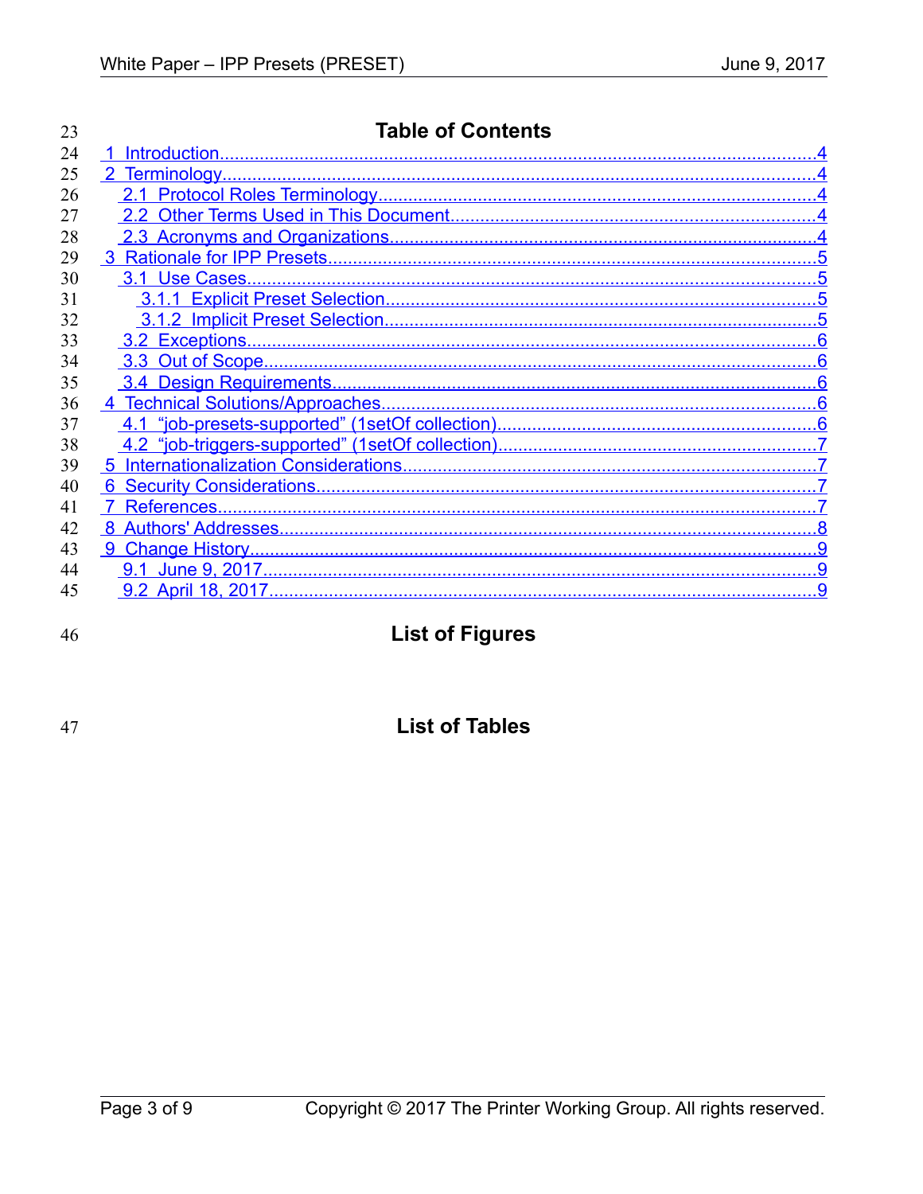# Table of Contents

1 Introduction....................................................................................................................4
2 Terminology....................................................................................................................4
  2.1 Protocol Roles Terminology.....................................................................................4
  2.2 Other Terms Used in This Document.......................................................................4
  2.3 Acronyms and Organizations...................................................................................4
3 Rationale for IPP Presets.................................................................................................5
  3.1 Use Cases.................................................................................................................5
    3.1.1 Explicit Preset Selection.....................................................................................5
    3.1.2 Implicit Preset Selection.....................................................................................5
  3.2 Exceptions.................................................................................................................6
  3.3 Out of Scope..............................................................................................................6
  3.4 Design Requirements................................................................................................6
4 Technical Solutions/Approaches......................................................................................6
  4.1 "job-presets-supported" (1setOf collection)...............................................................6
  4.2 "job-triggers-supported" (1setOf collection)...............................................................7
5 Internationalization Considerations.................................................................................7
6 Security Considerations...................................................................................................7
7 References.......................................................................................................................7
8 Authors' Addresses...........................................................................................................8
9 Change History.................................................................................................................9
  9.1 June 9, 2017...............................................................................................................9
  9.2 April 18, 2017.............................................................................................................9

# List of Figures

# List of Tables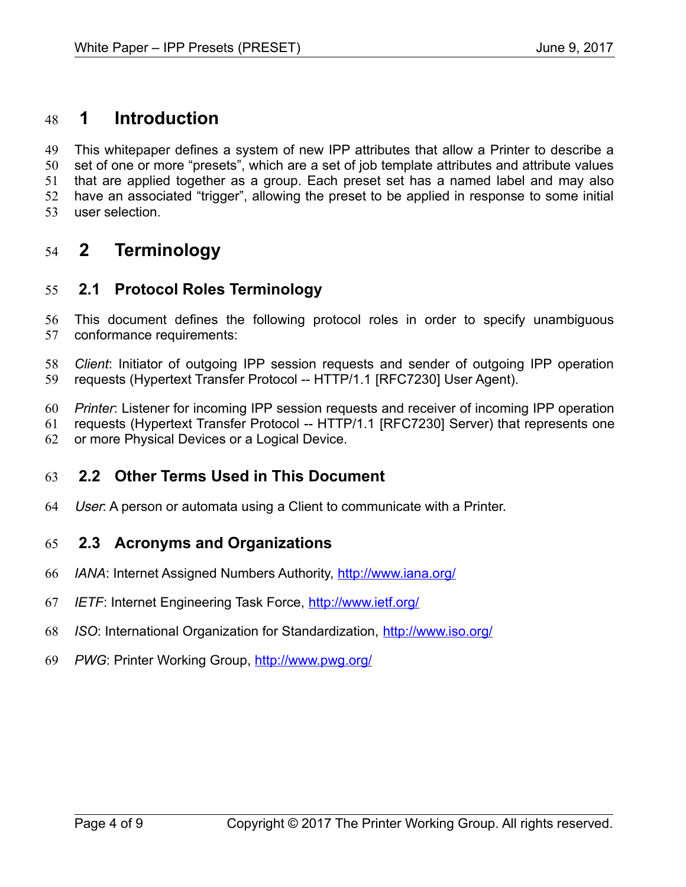# 1 Introduction

This whitepaper defines a system of new IPP attributes that allow a Printer to describe a set of one or more “presets”, which are a set of job template attributes and attribute values that are applied together as a group. Each preset set has a named label and may also have an associated “trigger”, allowing the preset to be applied in response to some initial user selection.

# 2 Terminology

## 2.1 Protocol Roles Terminology

This document defines the following protocol roles in order to specify unambiguous conformance requirements:

*Client*: Initiator of outgoing IPP session requests and sender of outgoing IPP operation requests (Hypertext Transfer Protocol -- HTTP/1.1 [RFC7230] User Agent).

*Printer*: Listener for incoming IPP session requests and receiver of incoming IPP operation requests (Hypertext Transfer Protocol -- HTTP/1.1 [RFC7230] Server) that represents one or more Physical Devices or a Logical Device.

## 2.2 Other Terms Used in This Document

*User*: A person or automata using a Client to communicate with a Printer.

## 2.3 Acronyms and Organizations

*IANA*: Internet Assigned Numbers Authority, http://www.iana.org/

*IETF*: Internet Engineering Task Force, http://www.ietf.org/

*ISO*: International Organization for Standardization, http://www.iso.org/

*PWG*: Printer Working Group, http://www.pwg.org/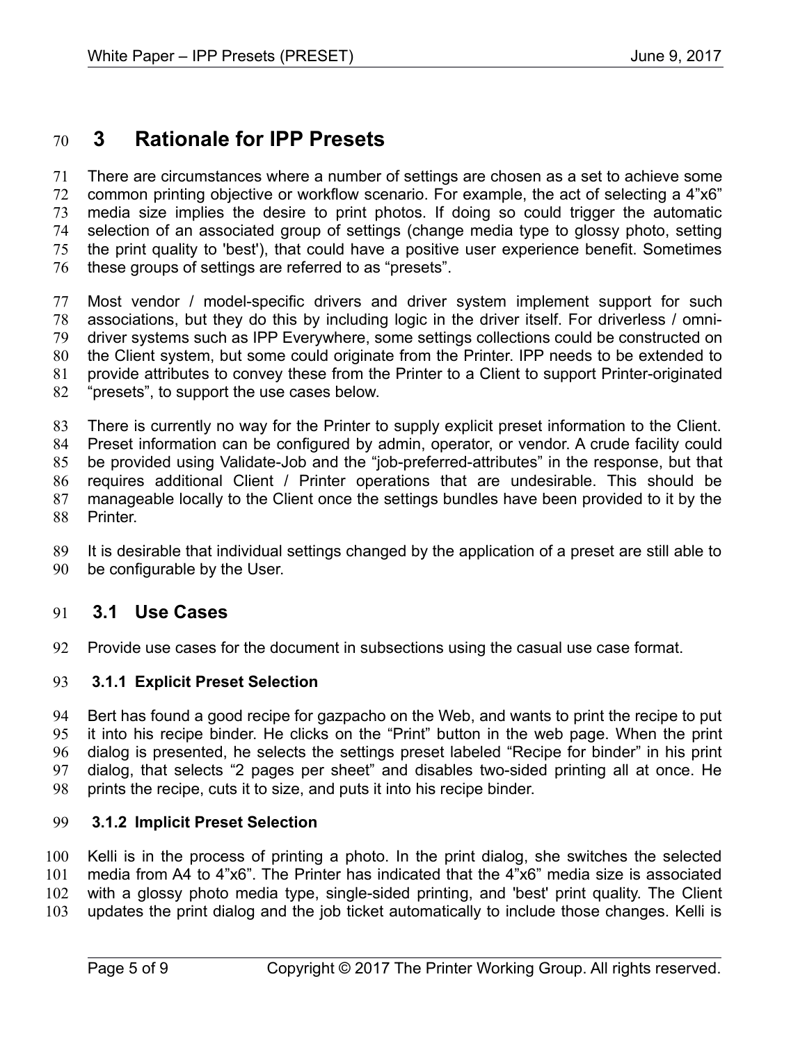# 3 Rationale for IPP Presets

There are circumstances where a number of settings are chosen as a set to achieve some common printing objective or workflow scenario. For example, the act of selecting a 4"x6" media size implies the desire to print photos. If doing so could trigger the automatic selection of an associated group of settings (change media type to glossy photo, setting the print quality to 'best'), that could have a positive user experience benefit. Sometimes these groups of settings are referred to as "presets".

Most vendor / model-specific drivers and driver system implement support for such associations, but they do this by including logic in the driver itself. For driverless / omni-driver systems such as IPP Everywhere, some settings collections could be constructed on the Client system, but some could originate from the Printer. IPP needs to be extended to provide attributes to convey these from the Printer to a Client to support Printer-originated "presets", to support the use cases below.

There is currently no way for the Printer to supply explicit preset information to the Client. Preset information can be configured by admin, operator, or vendor. A crude facility could be provided using Validate-Job and the "job-preferred-attributes" in the response, but that requires additional Client / Printer operations that are undesirable. This should be manageable locally to the Client once the settings bundles have been provided to it by the Printer.

It is desirable that individual settings changed by the application of a preset are still able to be configurable by the User.

## 3.1 Use Cases

Provide use cases for the document in subsections using the casual use case format.

### 3.1.1 Explicit Preset Selection

Bert has found a good recipe for gazpacho on the Web, and wants to print the recipe to put it into his recipe binder. He clicks on the "Print" button in the web page. When the print dialog is presented, he selects the settings preset labeled "Recipe for binder" in his print dialog, that selects "2 pages per sheet" and disables two-sided printing all at once. He prints the recipe, cuts it to size, and puts it into his recipe binder.

### 3.1.2 Implicit Preset Selection

Kelli is in the process of printing a photo. In the print dialog, she switches the selected media from A4 to 4"x6". The Printer has indicated that the 4"x6" media size is associated with a glossy photo media type, single-sided printing, and 'best' print quality. The Client updates the print dialog and the job ticket automatically to include those changes. Kelli is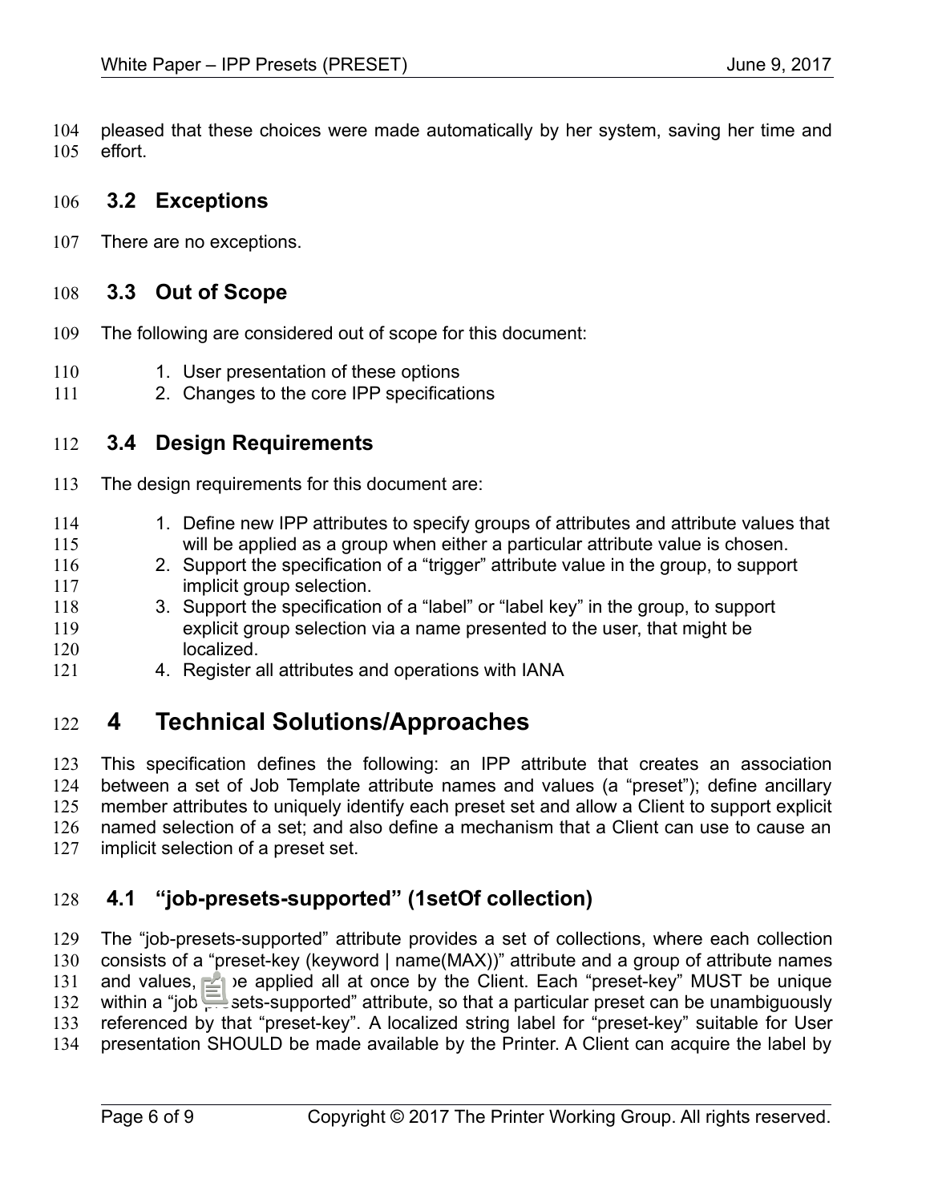pleased that these choices were made automatically by her system, saving her time and effort.

## 3.2 Exceptions

There are no exceptions.

## 3.3 Out of Scope

The following are considered out of scope for this document:

1. User presentation of these options
2. Changes to the core IPP specifications

## 3.4 Design Requirements

The design requirements for this document are:

1. Define new IPP attributes to specify groups of attributes and attribute values that will be applied as a group when either a particular attribute value is chosen.
2. Support the specification of a “trigger” attribute value in the group, to support implicit group selection.
3. Support the specification of a “label” or “label key” in the group, to support explicit group selection via a name presented to the user, that might be localized.
4. Register all attributes and operations with IANA

# 4 Technical Solutions/Approaches

This specification defines the following: an IPP attribute that creates an association between a set of Job Template attribute names and values (a “preset”); define ancillary member attributes to uniquely identify each preset set and allow a Client to support explicit named selection of a set; and also define a mechanism that a Client can use to cause an implicit selection of a preset set.

## 4.1 “job-presets-supported” (1setOf collection)

The “job-presets-supported” attribute provides a set of collections, where each collection consists of a “preset-key (keyword | name(MAX))” attribute and a group of attribute names and values, to be applied all at once by the Client. Each “preset-key” MUST be unique within a “job-presets-supported” attribute, so that a particular preset can be unambiguously referenced by that “preset-key”. A localized string label for “preset-key” suitable for User presentation SHOULD be made available by the Printer. A Client can acquire the label by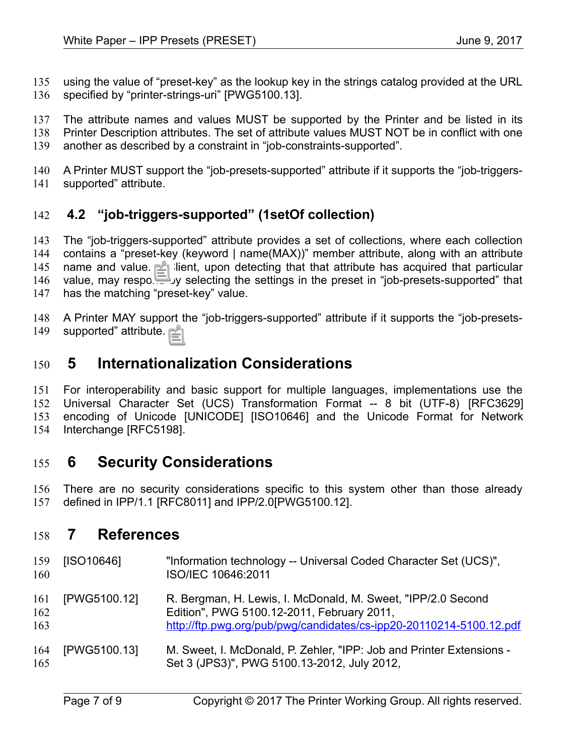using the value of "preset-key" as the lookup key in the strings catalog provided at the URL specified by "printer-strings-uri" [PWG5100.13].

The attribute names and values MUST be supported by the Printer and be listed in its Printer Description attributes. The set of attribute values MUST NOT be in conflict with one another as described by a constraint in "job-constraints-supported".

A Printer MUST support the "job-presets-supported" attribute if it supports the "job-triggers-supported" attribute.

### 4.2 "job-triggers-supported" (1setOf collection)

The "job-triggers-supported" attribute provides a set of collections, where each collection contains a "preset-key (keyword | name(MAX))" member attribute, along with an attribute name and value. A Client, upon detecting that that attribute has acquired that particular value, may respond by selecting the settings in the preset in "job-presets-supported" that has the matching "preset-key" value.

A Printer MAY support the "job-triggers-supported" attribute if it supports the "job-presets-supported" attribute.

## 5 Internationalization Considerations

For interoperability and basic support for multiple languages, implementations use the Universal Character Set (UCS) Transformation Format -- 8 bit (UTF-8) [RFC3629] encoding of Unicode [UNICODE] [ISO10646] and the Unicode Format for Network Interchange [RFC5198].

## 6 Security Considerations

There are no security considerations specific to this system other than those already defined in IPP/1.1 [RFC8011] and IPP/2.0[PWG5100.12].

## 7 References

[ISO10646] "Information technology -- Universal Coded Character Set (UCS)", ISO/IEC 10646:2011

[PWG5100.12] R. Bergman, H. Lewis, I. McDonald, M. Sweet, "IPP/2.0 Second Edition", PWG 5100.12-2011, February 2011, http://ftp.pwg.org/pub/pwg/candidates/cs-ipp20-20110214-5100.12.pdf

[PWG5100.13] M. Sweet, I. McDonald, P. Zehler, "IPP: Job and Printer Extensions - Set 3 (JPS3)", PWG 5100.13-2012, July 2012,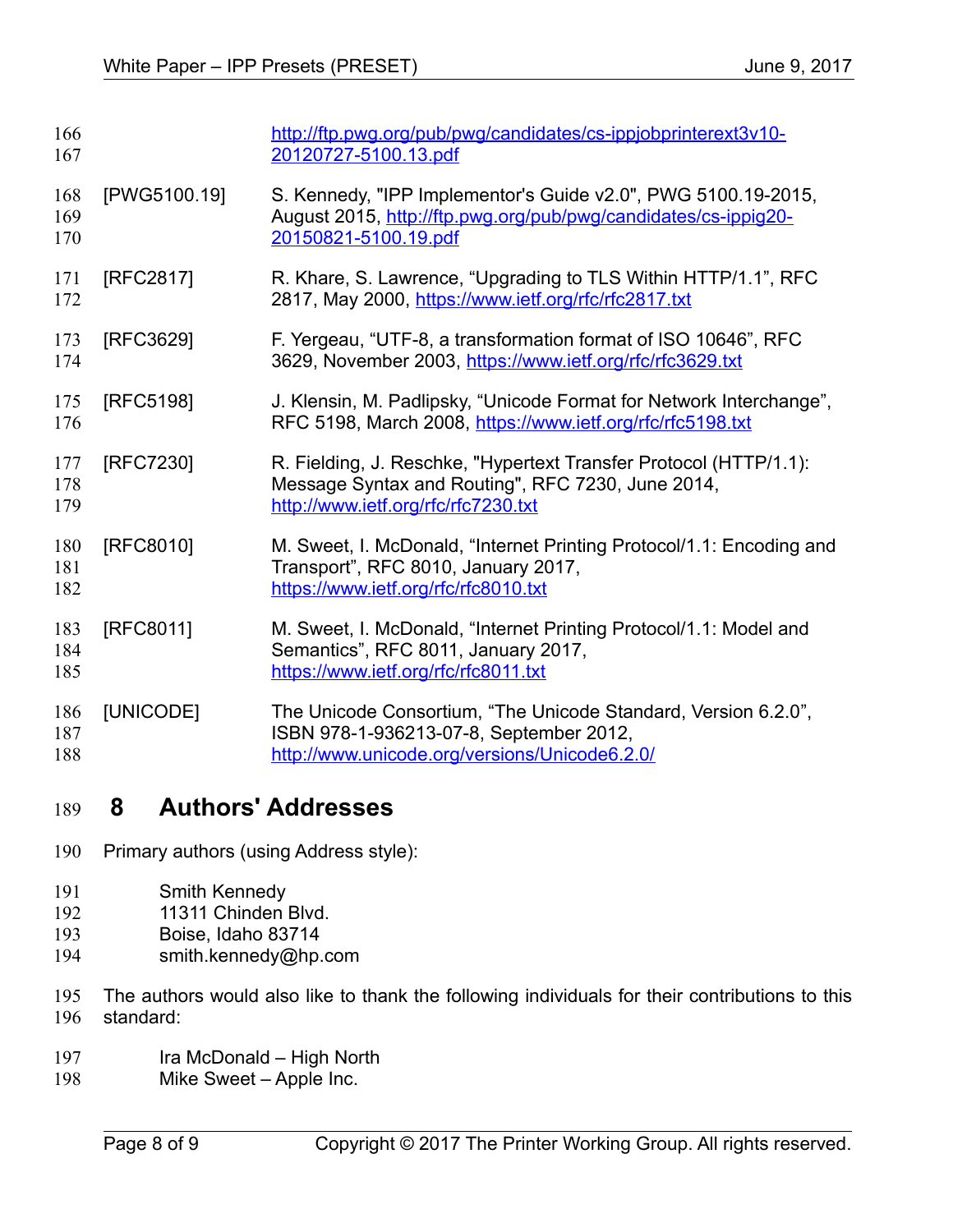http://ftp.pwg.org/pub/pwg/candidates/cs-ippjobprinterext3v10-20120727-5100.13.pdf

[PWG5100.19] S. Kennedy, "IPP Implementor's Guide v2.0", PWG 5100.19-2015, August 2015, http://ftp.pwg.org/pub/pwg/candidates/cs-ippig20-20150821-5100.19.pdf

[RFC2817] R. Khare, S. Lawrence, “Upgrading to TLS Within HTTP/1.1”, RFC 2817, May 2000, https://www.ietf.org/rfc/rfc2817.txt

[RFC3629] F. Yergeau, “UTF-8, a transformation format of ISO 10646”, RFC 3629, November 2003, https://www.ietf.org/rfc/rfc3629.txt

[RFC5198] J. Klensin, M. Padlipsky, “Unicode Format for Network Interchange”, RFC 5198, March 2008, https://www.ietf.org/rfc/rfc5198.txt

[RFC7230] R. Fielding, J. Reschke, "Hypertext Transfer Protocol (HTTP/1.1): Message Syntax and Routing", RFC 7230, June 2014, http://www.ietf.org/rfc/rfc7230.txt

[RFC8010] M. Sweet, I. McDonald, “Internet Printing Protocol/1.1: Encoding and Transport”, RFC 8010, January 2017, https://www.ietf.org/rfc/rfc8010.txt

[RFC8011] M. Sweet, I. McDonald, “Internet Printing Protocol/1.1: Model and Semantics”, RFC 8011, January 2017, https://www.ietf.org/rfc/rfc8011.txt

[UNICODE] The Unicode Consortium, “The Unicode Standard, Version 6.2.0”, ISBN 978-1-936213-07-8, September 2012, http://www.unicode.org/versions/Unicode6.2.0/

# 8 Authors' Addresses

Primary authors (using Address style):

Smith Kennedy
11311 Chinden Blvd.
Boise, Idaho 83714
smith.kennedy@hp.com

The authors would also like to thank the following individuals for their contributions to this standard:

Ira McDonald – High North
Mike Sweet – Apple Inc.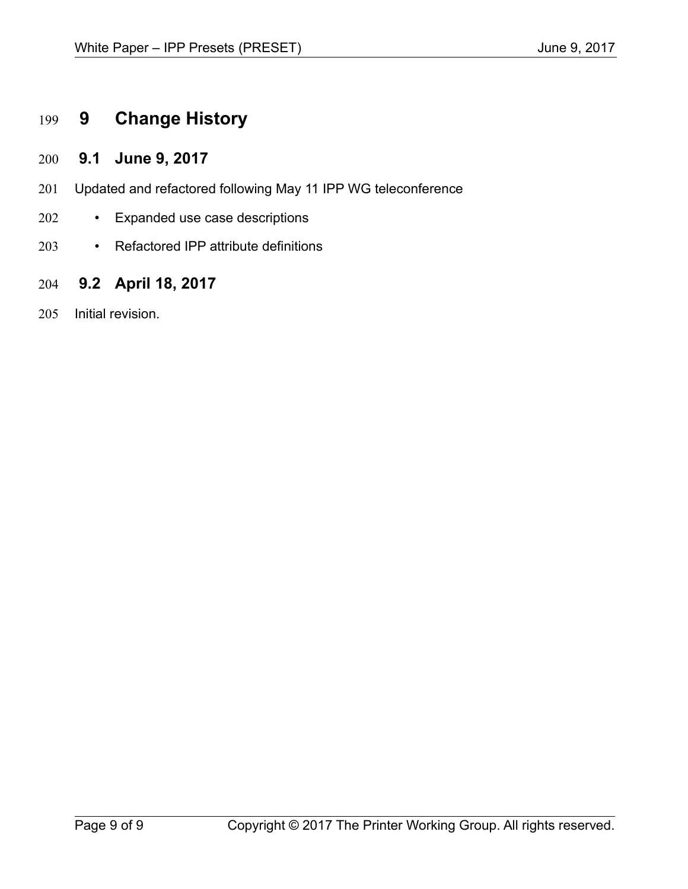# 9 Change History

## 9.1 June 9, 2017

Updated and refactored following May 11 IPP WG teleconference

- Expanded use case descriptions
- Refactored IPP attribute definitions

## 9.2 April 18, 2017

Initial revision.